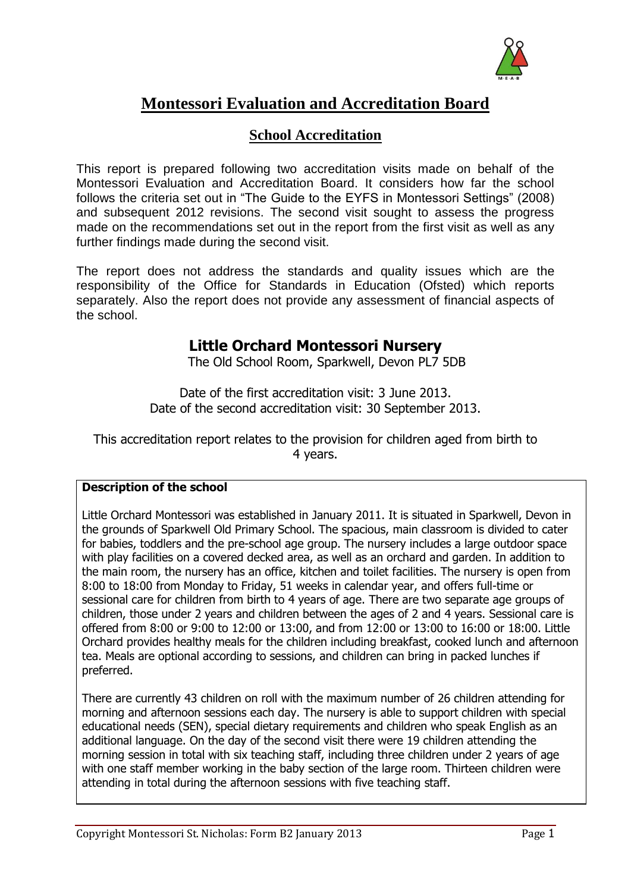# Montessori Evaluation and Accreditation Board

## School Accreditation

This report is prepared following two accreditation visits made on behalf of the Montessori Evaluation and Accreditation Board. It considers how far the school follows the criteria set out in "The Guide to the EYFS in Montessori Settings" (2008) and subsequent 2012 revisions. The second visit sought to assess the progress made on the recommendations set out in the report from the first visit as well as any further findings made during the second visit.

The report does not address the standards and quality issues which are the responsibility of the Office for Standards in Education (Ofsted) which reports separately. Also the report does not provide any assessment of financial aspects of the school.

## Little Orchard Montessori Nursery

The Old School Room, Sparkwell, Devon PL7 5DB

Date of the first accreditation visit: 3 June 2013.
Date of the second accreditation visit: 30 September 2013.

This accreditation report relates to the provision for children aged from birth to 4 years.

**Description of the school**

Little Orchard Montessori was established in January 2011. It is situated in Sparkwell, Devon in the grounds of Sparkwell Old Primary School. The spacious, main classroom is divided to cater for babies, toddlers and the pre-school age group. The nursery includes a large outdoor space with play facilities on a covered decked area, as well as an orchard and garden. In addition to the main room, the nursery has an office, kitchen and toilet facilities. The nursery is open from 8:00 to 18:00 from Monday to Friday, 51 weeks in calendar year, and offers full-time or sessional care for children from birth to 4 years of age. There are two separate age groups of children, those under 2 years and children between the ages of 2 and 4 years. Sessional care is offered from 8:00 or 9:00 to 12:00 or 13:00, and from 12:00 or 13:00 to 16:00 or 18:00. Little Orchard provides healthy meals for the children including breakfast, cooked lunch and afternoon tea. Meals are optional according to sessions, and children can bring in packed lunches if preferred.

There are currently 43 children on roll with the maximum number of 26 children attending for morning and afternoon sessions each day. The nursery is able to support children with special educational needs (SEN), special dietary requirements and children who speak English as an additional language. On the day of the second visit there were 19 children attending the morning session in total with six teaching staff, including three children under 2 years of age with one staff member working in the baby section of the large room. Thirteen children were attending in total during the afternoon sessions with five teaching staff.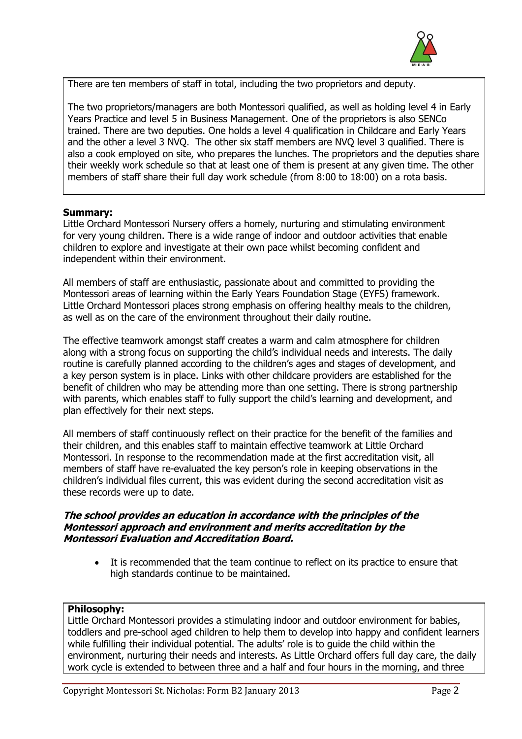There are ten members of staff in total, including the two proprietors and deputy.

The two proprietors/managers are both Montessori qualified, as well as holding level 4 in Early Years Practice and level 5 in Business Management. One of the proprietors is also SENCo trained. There are two deputies. One holds a level 4 qualification in Childcare and Early Years and the other a level 3 NVQ. The other six staff members are NVQ level 3 qualified. There is also a cook employed on site, who prepares the lunches. The proprietors and the deputies share their weekly work schedule so that at least one of them is present at any given time. The other members of staff share their full day work schedule (from 8:00 to 18:00) on a rota basis.

**Summary:**

Little Orchard Montessori Nursery offers a homely, nurturing and stimulating environment for very young children. There is a wide range of indoor and outdoor activities that enable children to explore and investigate at their own pace whilst becoming confident and independent within their environment.

All members of staff are enthusiastic, passionate about and committed to providing the Montessori areas of learning within the Early Years Foundation Stage (EYFS) framework. Little Orchard Montessori places strong emphasis on offering healthy meals to the children, as well as on the care of the environment throughout their daily routine.

The effective teamwork amongst staff creates a warm and calm atmosphere for children along with a strong focus on supporting the child's individual needs and interests. The daily routine is carefully planned according to the children's ages and stages of development, and a key person system is in place. Links with other childcare providers are established for the benefit of children who may be attending more than one setting. There is strong partnership with parents, which enables staff to fully support the child's learning and development, and plan effectively for their next steps.

All members of staff continuously reflect on their practice for the benefit of the families and their children, and this enables staff to maintain effective teamwork at Little Orchard Montessori. In response to the recommendation made at the first accreditation visit, all members of staff have re-evaluated the key person's role in keeping observations in the children's individual files current, this was evident during the second accreditation visit as these records were up to date.

***The school provides an education in accordance with the principles of the Montessori approach and environment and merits accreditation by the Montessori Evaluation and Accreditation Board.***

- It is recommended that the team continue to reflect on its practice to ensure that high standards continue to be maintained.

**Philosophy:**

Little Orchard Montessori provides a stimulating indoor and outdoor environment for babies, toddlers and pre-school aged children to help them to develop into happy and confident learners while fulfilling their individual potential. The adults' role is to guide the child within the environment, nurturing their needs and interests. As Little Orchard offers full day care, the daily work cycle is extended to between three and a half and four hours in the morning, and three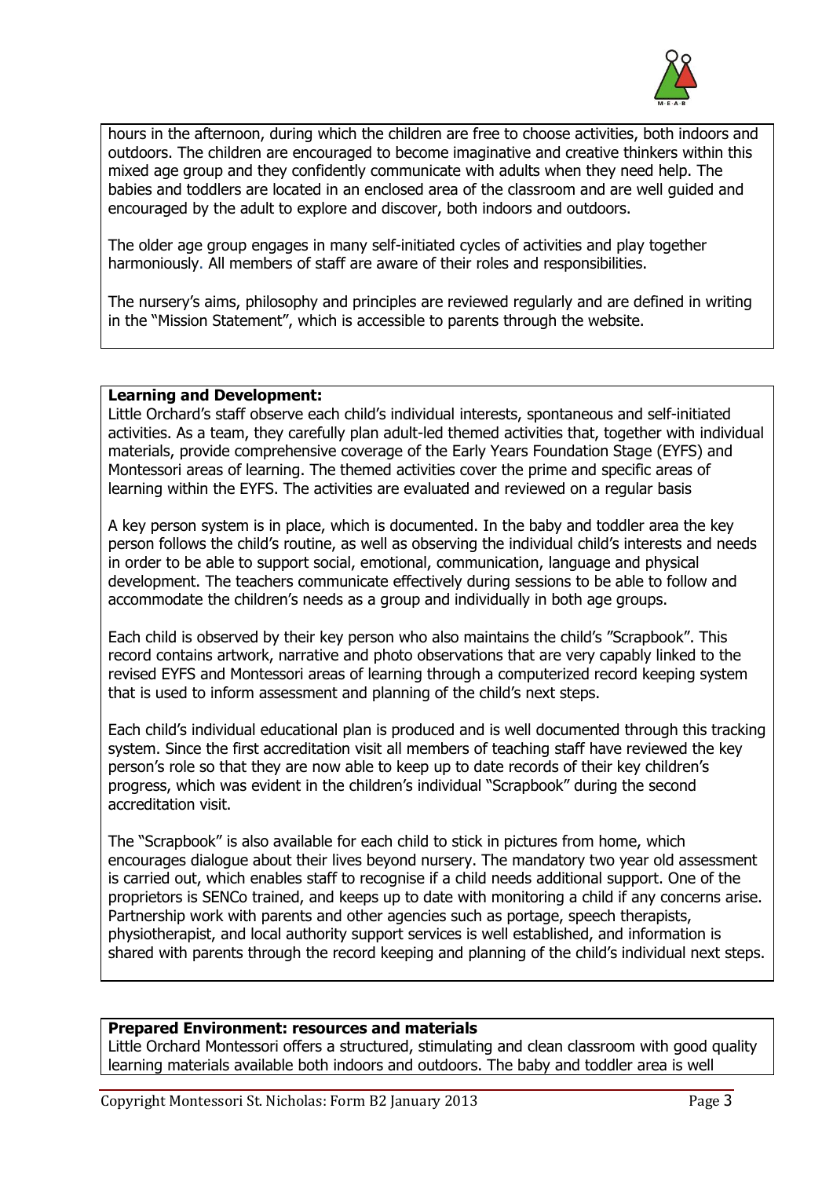hours in the afternoon, during which the children are free to choose activities, both indoors and outdoors. The children are encouraged to become imaginative and creative thinkers within this mixed age group and they confidently communicate with adults when they need help. The babies and toddlers are located in an enclosed area of the classroom and are well guided and encouraged by the adult to explore and discover, both indoors and outdoors.

The older age group engages in many self-initiated cycles of activities and play together harmoniously. All members of staff are aware of their roles and responsibilities.

The nursery's aims, philosophy and principles are reviewed regularly and are defined in writing in the "Mission Statement", which is accessible to parents through the website.

**Learning and Development:**

Little Orchard's staff observe each child's individual interests, spontaneous and self-initiated activities. As a team, they carefully plan adult-led themed activities that, together with individual materials, provide comprehensive coverage of the Early Years Foundation Stage (EYFS) and Montessori areas of learning. The themed activities cover the prime and specific areas of learning within the EYFS. The activities are evaluated and reviewed on a regular basis

A key person system is in place, which is documented. In the baby and toddler area the key person follows the child's routine, as well as observing the individual child's interests and needs in order to be able to support social, emotional, communication, language and physical development. The teachers communicate effectively during sessions to be able to follow and accommodate the children's needs as a group and individually in both age groups.

Each child is observed by their key person who also maintains the child's "Scrapbook". This record contains artwork, narrative and photo observations that are very capably linked to the revised EYFS and Montessori areas of learning through a computerized record keeping system that is used to inform assessment and planning of the child's next steps.

Each child's individual educational plan is produced and is well documented through this tracking system. Since the first accreditation visit all members of teaching staff have reviewed the key person's role so that they are now able to keep up to date records of their key children's progress, which was evident in the children's individual "Scrapbook" during the second accreditation visit.

The "Scrapbook" is also available for each child to stick in pictures from home, which encourages dialogue about their lives beyond nursery. The mandatory two year old assessment is carried out, which enables staff to recognise if a child needs additional support. One of the proprietors is SENCo trained, and keeps up to date with monitoring a child if any concerns arise. Partnership work with parents and other agencies such as portage, speech therapists, physiotherapist, and local authority support services is well established, and information is shared with parents through the record keeping and planning of the child's individual next steps.

**Prepared Environment: resources and materials**

Little Orchard Montessori offers a structured, stimulating and clean classroom with good quality learning materials available both indoors and outdoors. The baby and toddler area is well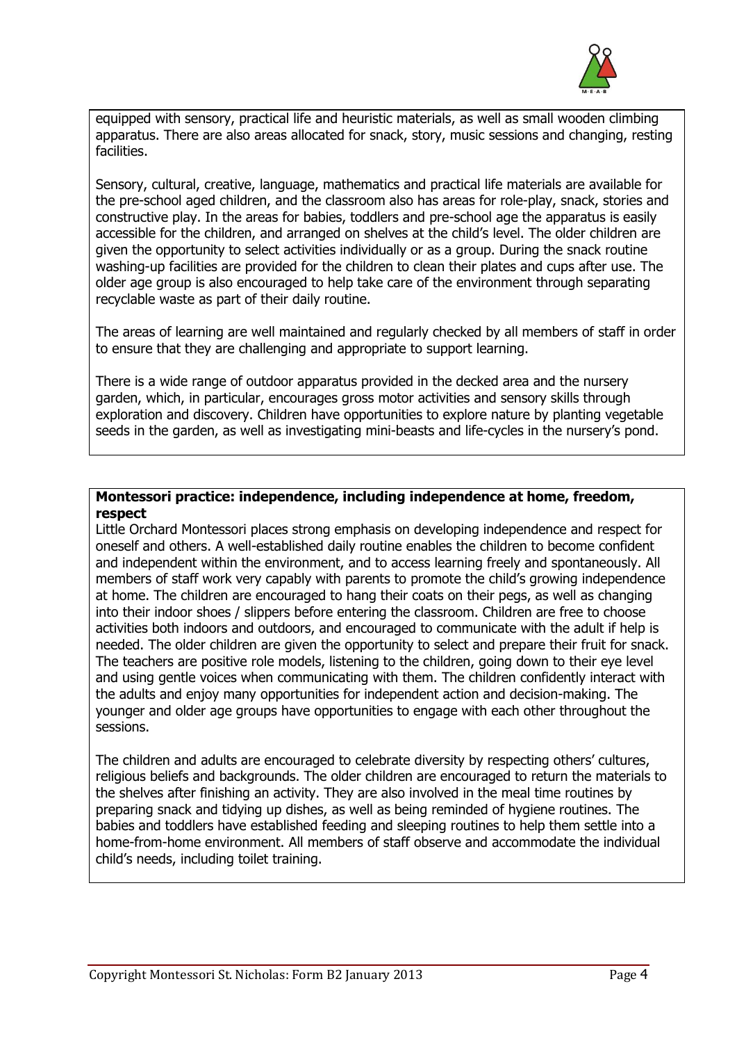equipped with sensory, practical life and heuristic materials, as well as small wooden climbing apparatus. There are also areas allocated for snack, story, music sessions and changing, resting facilities.

Sensory, cultural, creative, language, mathematics and practical life materials are available for the pre-school aged children, and the classroom also has areas for role-play, snack, stories and constructive play. In the areas for babies, toddlers and pre-school age the apparatus is easily accessible for the children, and arranged on shelves at the child's level. The older children are given the opportunity to select activities individually or as a group. During the snack routine washing-up facilities are provided for the children to clean their plates and cups after use. The older age group is also encouraged to help take care of the environment through separating recyclable waste as part of their daily routine.

The areas of learning are well maintained and regularly checked by all members of staff in order to ensure that they are challenging and appropriate to support learning.

There is a wide range of outdoor apparatus provided in the decked area and the nursery garden, which, in particular, encourages gross motor activities and sensory skills through exploration and discovery. Children have opportunities to explore nature by planting vegetable seeds in the garden, as well as investigating mini-beasts and life-cycles in the nursery's pond.

**Montessori practice: independence, including independence at home, freedom, respect**

Little Orchard Montessori places strong emphasis on developing independence and respect for oneself and others. A well-established daily routine enables the children to become confident and independent within the environment, and to access learning freely and spontaneously. All members of staff work very capably with parents to promote the child's growing independence at home. The children are encouraged to hang their coats on their pegs, as well as changing into their indoor shoes / slippers before entering the classroom. Children are free to choose activities both indoors and outdoors, and encouraged to communicate with the adult if help is needed. The older children are given the opportunity to select and prepare their fruit for snack. The teachers are positive role models, listening to the children, going down to their eye level and using gentle voices when communicating with them. The children confidently interact with the adults and enjoy many opportunities for independent action and decision-making. The younger and older age groups have opportunities to engage with each other throughout the sessions.

The children and adults are encouraged to celebrate diversity by respecting others' cultures, religious beliefs and backgrounds. The older children are encouraged to return the materials to the shelves after finishing an activity. They are also involved in the meal time routines by preparing snack and tidying up dishes, as well as being reminded of hygiene routines. The babies and toddlers have established feeding and sleeping routines to help them settle into a home-from-home environment. All members of staff observe and accommodate the individual child's needs, including toilet training.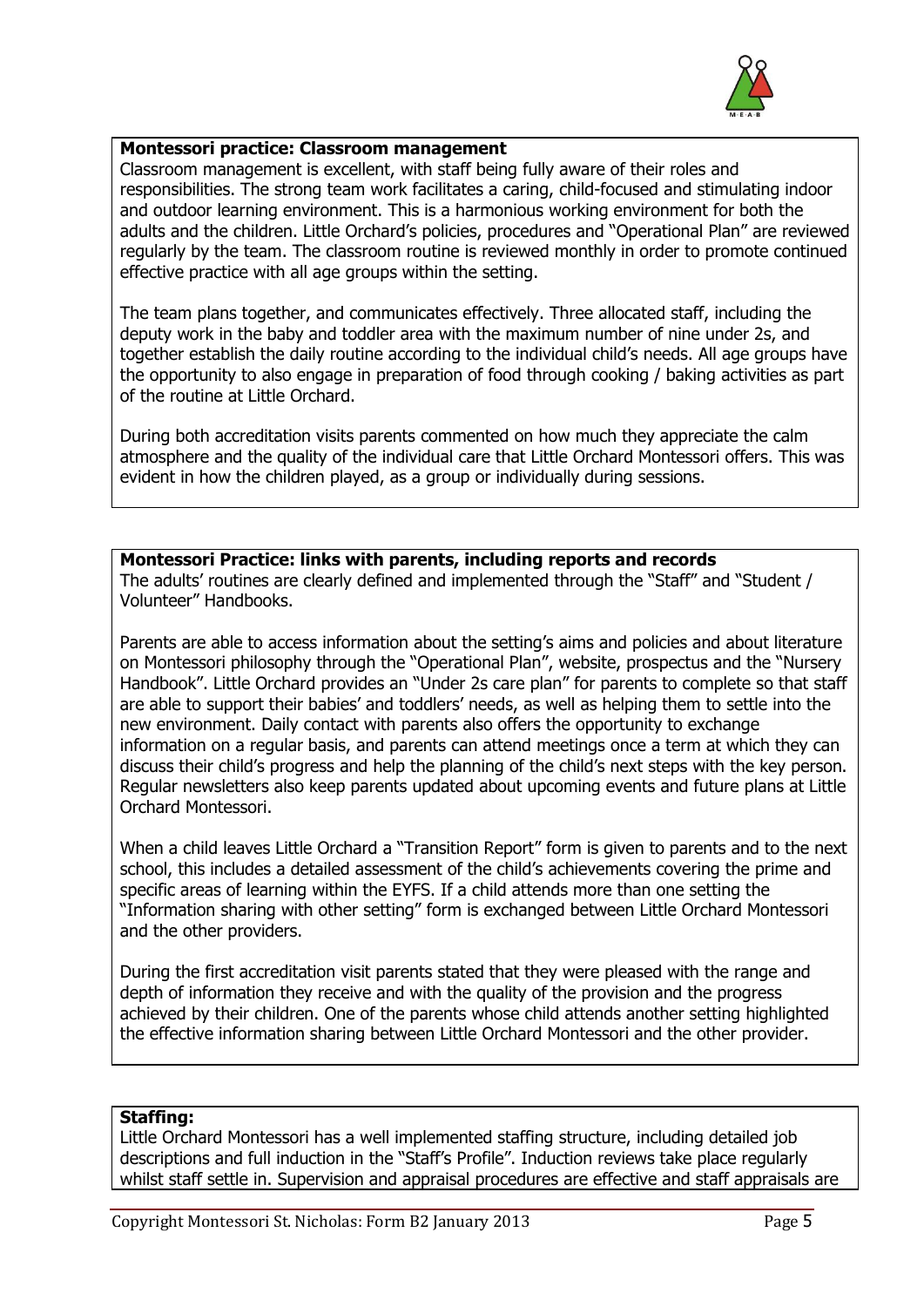**Montessori practice: Classroom management**

Classroom management is excellent, with staff being fully aware of their roles and responsibilities. The strong team work facilitates a caring, child-focused and stimulating indoor and outdoor learning environment. This is a harmonious working environment for both the adults and the children. Little Orchard's policies, procedures and "Operational Plan" are reviewed regularly by the team. The classroom routine is reviewed monthly in order to promote continued effective practice with all age groups within the setting.

The team plans together, and communicates effectively. Three allocated staff, including the deputy work in the baby and toddler area with the maximum number of nine under 2s, and together establish the daily routine according to the individual child's needs. All age groups have the opportunity to also engage in preparation of food through cooking / baking activities as part of the routine at Little Orchard.

During both accreditation visits parents commented on how much they appreciate the calm atmosphere and the quality of the individual care that Little Orchard Montessori offers. This was evident in how the children played, as a group or individually during sessions.

**Montessori Practice: links with parents, including reports and records**

The adults' routines are clearly defined and implemented through the "Staff" and "Student / Volunteer" Handbooks.

Parents are able to access information about the setting's aims and policies and about literature on Montessori philosophy through the "Operational Plan", website, prospectus and the "Nursery Handbook". Little Orchard provides an "Under 2s care plan" for parents to complete so that staff are able to support their babies' and toddlers' needs, as well as helping them to settle into the new environment. Daily contact with parents also offers the opportunity to exchange information on a regular basis, and parents can attend meetings once a term at which they can discuss their child's progress and help the planning of the child's next steps with the key person. Regular newsletters also keep parents updated about upcoming events and future plans at Little Orchard Montessori.

When a child leaves Little Orchard a "Transition Report" form is given to parents and to the next school, this includes a detailed assessment of the child's achievements covering the prime and specific areas of learning within the EYFS. If a child attends more than one setting the "Information sharing with other setting" form is exchanged between Little Orchard Montessori and the other providers.

During the first accreditation visit parents stated that they were pleased with the range and depth of information they receive and with the quality of the provision and the progress achieved by their children. One of the parents whose child attends another setting highlighted the effective information sharing between Little Orchard Montessori and the other provider.

**Staffing:**

Little Orchard Montessori has a well implemented staffing structure, including detailed job descriptions and full induction in the "Staff's Profile". Induction reviews take place regularly whilst staff settle in. Supervision and appraisal procedures are effective and staff appraisals are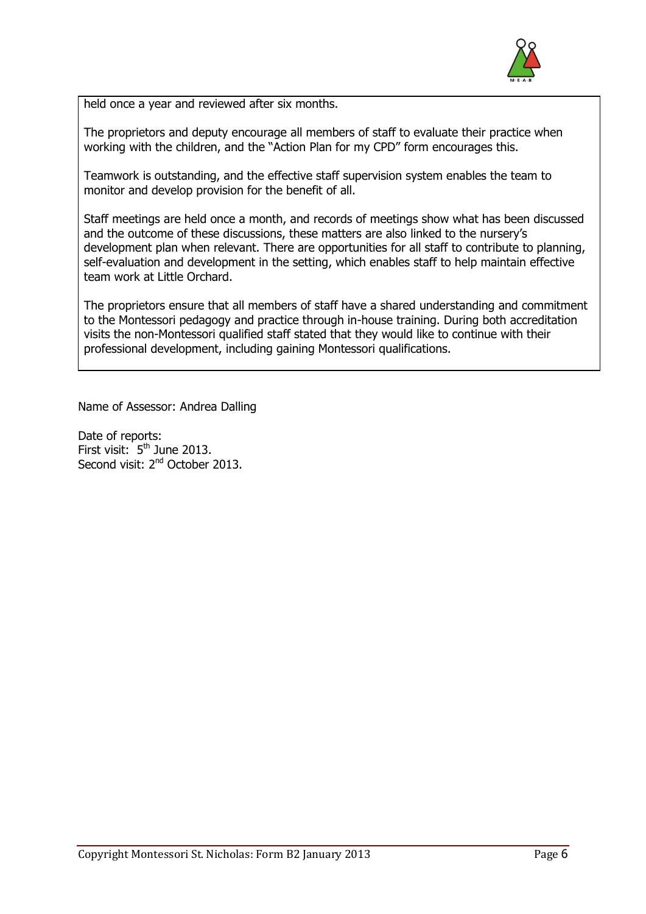held once a year and reviewed after six months.

The proprietors and deputy encourage all members of staff to evaluate their practice when working with the children, and the "Action Plan for my CPD" form encourages this.

Teamwork is outstanding, and the effective staff supervision system enables the team to monitor and develop provision for the benefit of all.

Staff meetings are held once a month, and records of meetings show what has been discussed and the outcome of these discussions, these matters are also linked to the nursery's development plan when relevant. There are opportunities for all staff to contribute to planning, self-evaluation and development in the setting, which enables staff to help maintain effective team work at Little Orchard.

The proprietors ensure that all members of staff have a shared understanding and commitment to the Montessori pedagogy and practice through in-house training. During both accreditation visits the non-Montessori qualified staff stated that they would like to continue with their professional development, including gaining Montessori qualifications.

Name of Assessor: Andrea Dalling

Date of reports:
First visit: 5th June 2013.
Second visit: 2nd October 2013.